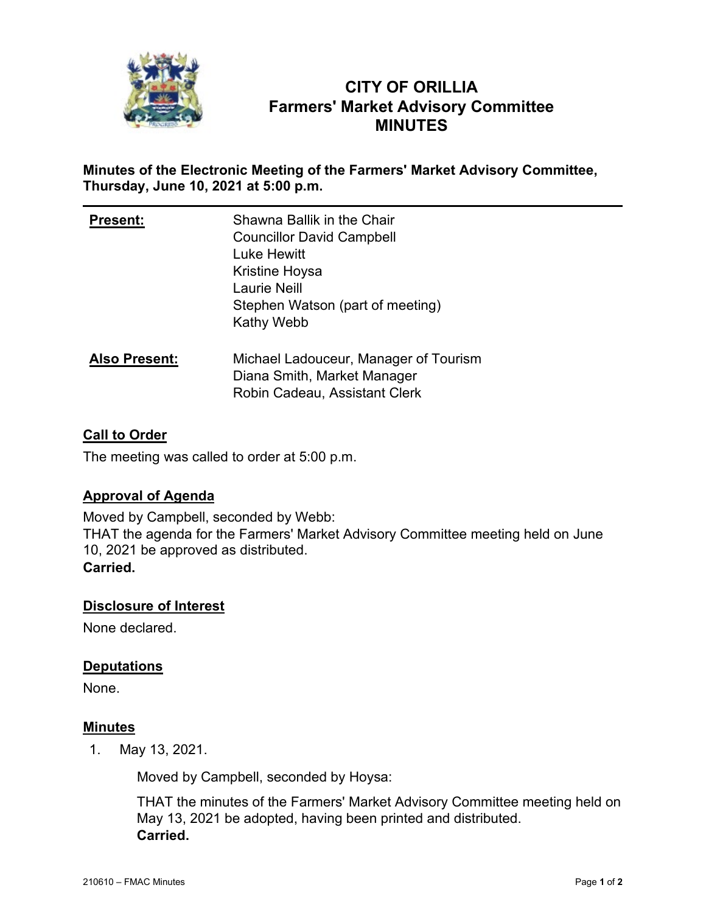# CITY OF ORILLIA
# Farmers' Market Advisory Committee
# MINUTES

**Minutes of the Electronic Meeting of the Farmers' Market Advisory Committee, Thursday, June 10, 2021 at 5:00 p.m.**

---

| | |
|---|---|
| **Present:** | Shawna Ballik in the Chair<br>Councillor David Campbell<br>Luke Hewitt<br>Kristine Hoysa<br>Laurie Neill<br>Stephen Watson (part of meeting)<br>Kathy Webb |
| **Also Present:** | Michael Ladouceur, Manager of Tourism<br>Diana Smith, Market Manager<br>Robin Cadeau, Assistant Clerk |

## Call to Order

The meeting was called to order at 5:00 p.m.

## Approval of Agenda

Moved by Campbell, seconded by Webb:
THAT the agenda for the Farmers' Market Advisory Committee meeting held on June 10, 2021 be approved as distributed.
**Carried.**

## Disclosure of Interest

None declared.

## Deputations

None.

## Minutes

1. May 13, 2021.

   Moved by Campbell, seconded by Hoysa:

   THAT the minutes of the Farmers' Market Advisory Committee meeting held on May 13, 2021 be adopted, having been printed and distributed.
   **Carried.**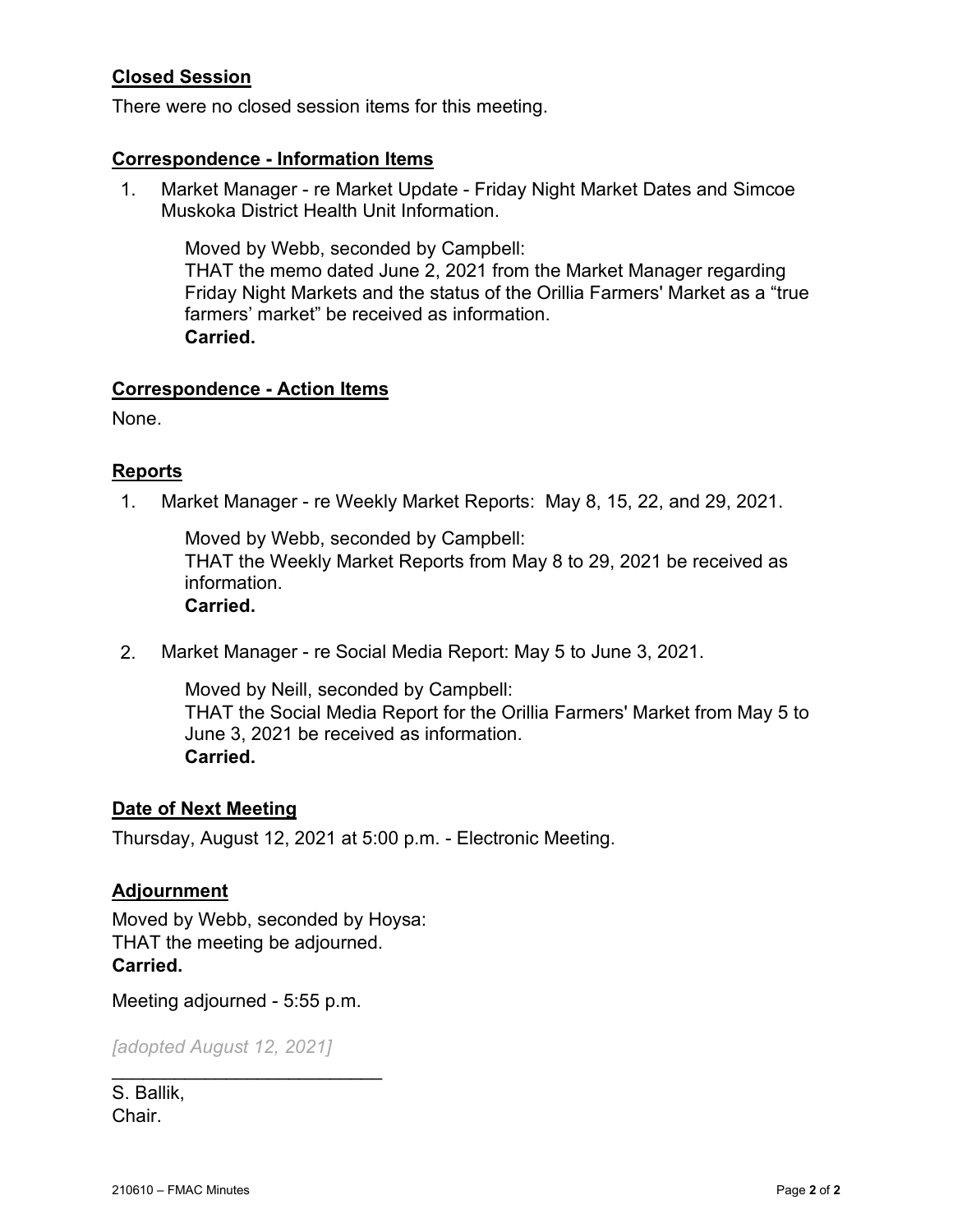## Closed Session

There were no closed session items for this meeting.

## Correspondence - Information Items

1. Market Manager - re Market Update - Friday Night Market Dates and Simcoe Muskoka District Health Unit Information.

   Moved by Webb, seconded by Campbell:
   THAT the memo dated June 2, 2021 from the Market Manager regarding Friday Night Markets and the status of the Orillia Farmers' Market as a "true farmers' market" be received as information.
   **Carried.**

## Correspondence - Action Items

None.

## Reports

1. Market Manager - re Weekly Market Reports: May 8, 15, 22, and 29, 2021.

   Moved by Webb, seconded by Campbell:
   THAT the Weekly Market Reports from May 8 to 29, 2021 be received as information.
   **Carried.**

2. Market Manager - re Social Media Report: May 5 to June 3, 2021.

   Moved by Neill, seconded by Campbell:
   THAT the Social Media Report for the Orillia Farmers' Market from May 5 to June 3, 2021 be received as information.
   **Carried.**

## Date of Next Meeting

Thursday, August 12, 2021 at 5:00 p.m. - Electronic Meeting.

## Adjournment

Moved by Webb, seconded by Hoysa:
THAT the meeting be adjourned.
**Carried.**

Meeting adjourned - 5:55 p.m.

*[adopted August 12, 2021]*

___________________________

S. Ballik,
Chair.